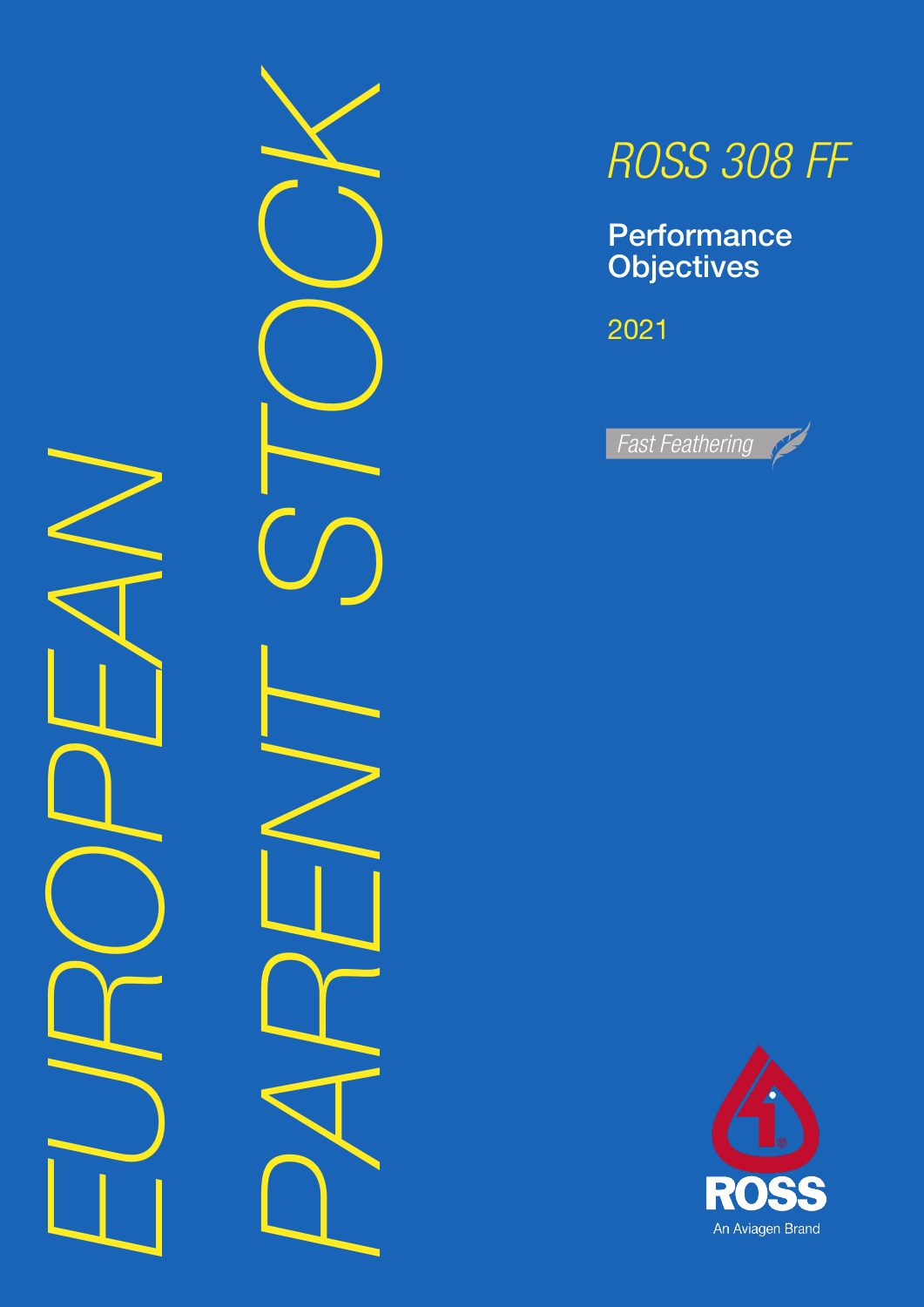# EUROPEAN PARENT STOCK

## *ROSS 308 FF*

**Performance Objectives**

2021

*Fast Feathering*

ROSS

An Aviagen Brand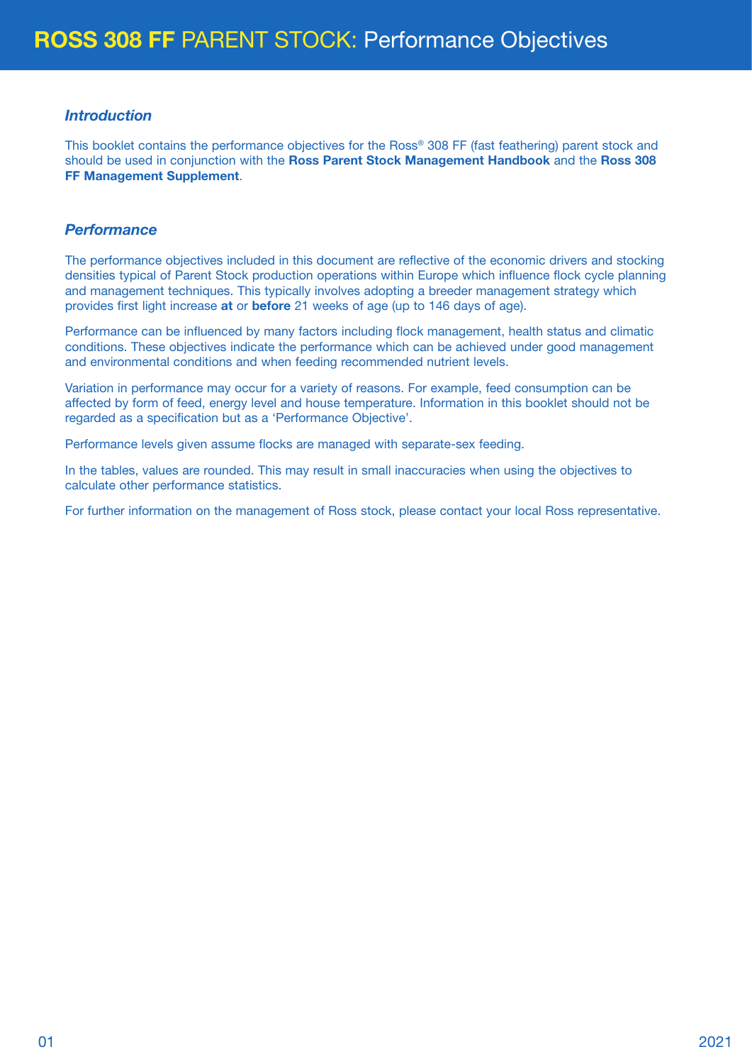# ROSS 308 FF PARENT STOCK: Performance Objectives

### *Introduction*

This booklet contains the performance objectives for the Ross® 308 FF (fast feathering) parent stock and should be used in conjunction with the **Ross Parent Stock Management Handbook** and the **Ross 308 FF Management Supplement**.

### *Performance*

The performance objectives included in this document are reflective of the economic drivers and stocking densities typical of Parent Stock production operations within Europe which influence flock cycle planning and management techniques. This typically involves adopting a breeder management strategy which provides first light increase **at** or **before** 21 weeks of age (up to 146 days of age).

Performance can be influenced by many factors including flock management, health status and climatic conditions. These objectives indicate the performance which can be achieved under good management and environmental conditions and when feeding recommended nutrient levels.

Variation in performance may occur for a variety of reasons. For example, feed consumption can be affected by form of feed, energy level and house temperature. Information in this booklet should not be regarded as a specification but as a 'Performance Objective'.

Performance levels given assume flocks are managed with separate-sex feeding.

In the tables, values are rounded. This may result in small inaccuracies when using the objectives to calculate other performance statistics.

For further information on the management of Ross stock, please contact your local Ross representative.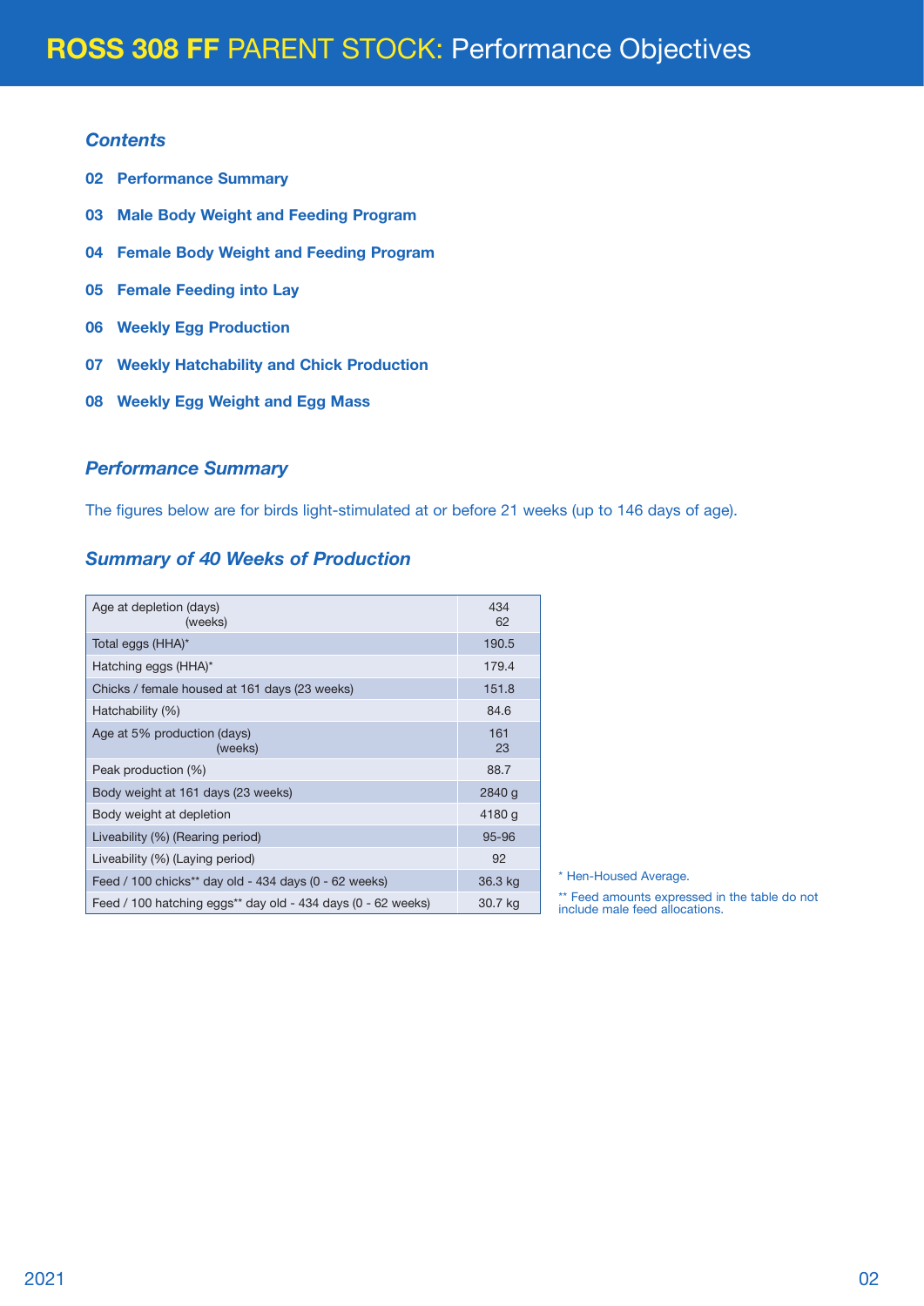# ROSS 308 FF PARENT STOCK: Performance Objectives

### *Contents*

**02 Performance Summary**

**03 Male Body Weight and Feeding Program**

**04 Female Body Weight and Feeding Program**

**05 Female Feeding into Lay**

**06 Weekly Egg Production**

**07 Weekly Hatchability and Chick Production**

**08 Weekly Egg Weight and Egg Mass**

### *Performance Summary*

The figures below are for birds light-stimulated at or before 21 weeks (up to 146 days of age).

### *Summary of 40 Weeks of Production*

| | |
|---|---|
| Age at depletion (days)<br>(weeks) | 434<br>62 |
| Total eggs (HHA)* | 190.5 |
| Hatching eggs (HHA)* | 179.4 |
| Chicks / female housed at 161 days (23 weeks) | 151.8 |
| Hatchability (%) | 84.6 |
| Age at 5% production (days)<br>(weeks) | 161<br>23 |
| Peak production (%) | 88.7 |
| Body weight at 161 days (23 weeks) | 2840 g |
| Body weight at depletion | 4180 g |
| Liveability (%) (Rearing period) | 95-96 |
| Liveability (%) (Laying period) | 92 |
| Feed / 100 chicks** day old - 434 days (0 - 62 weeks) | 36.3 kg |
| Feed / 100 hatching eggs** day old - 434 days (0 - 62 weeks) | 30.7 kg |

\* Hen-Housed Average.

\*\* Feed amounts expressed in the table do not include male feed allocations.

2021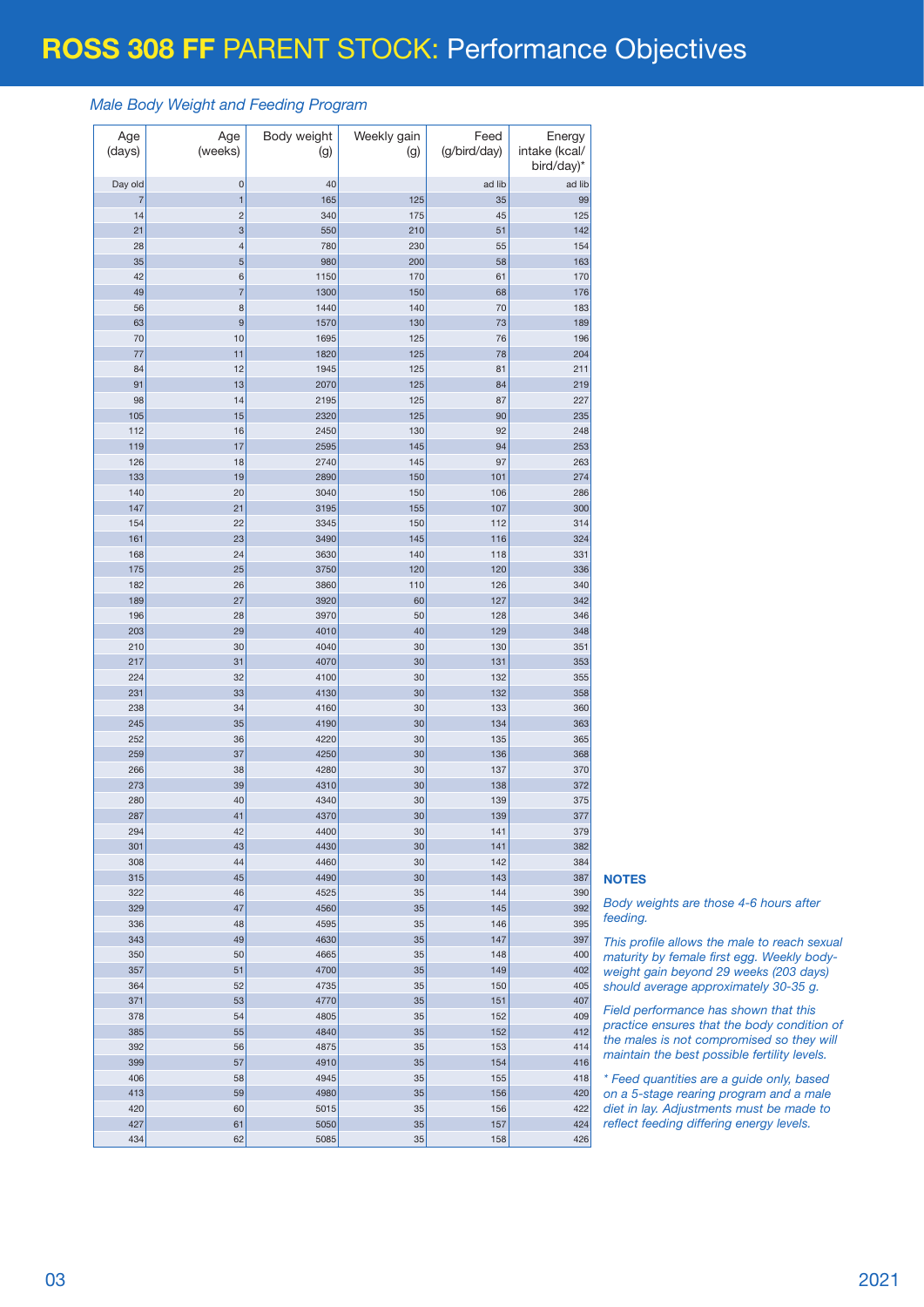# ROSS 308 FF PARENT STOCK: Performance Objectives

*Male Body Weight and Feeding Program*

| Age (days) | Age (weeks) | Body weight (g) | Weekly gain (g) | Feed (g/bird/day) | Energy intake (kcal/bird/day)* |
|---|---|---|---|---|---|
| Day old | 0 | 40 | | ad lib | ad lib |
| 7 | 1 | 165 | 125 | 35 | 99 |
| 14 | 2 | 340 | 175 | 45 | 125 |
| 21 | 3 | 550 | 210 | 51 | 142 |
| 28 | 4 | 780 | 230 | 55 | 154 |
| 35 | 5 | 980 | 200 | 58 | 163 |
| 42 | 6 | 1150 | 170 | 61 | 170 |
| 49 | 7 | 1300 | 150 | 68 | 176 |
| 56 | 8 | 1440 | 140 | 70 | 183 |
| 63 | 9 | 1570 | 130 | 73 | 189 |
| 70 | 10 | 1695 | 125 | 76 | 196 |
| 77 | 11 | 1820 | 125 | 78 | 204 |
| 84 | 12 | 1945 | 125 | 81 | 211 |
| 91 | 13 | 2070 | 125 | 84 | 219 |
| 98 | 14 | 2195 | 125 | 87 | 227 |
| 105 | 15 | 2320 | 125 | 90 | 235 |
| 112 | 16 | 2450 | 130 | 92 | 248 |
| 119 | 17 | 2595 | 145 | 94 | 253 |
| 126 | 18 | 2740 | 145 | 97 | 263 |
| 133 | 19 | 2890 | 150 | 101 | 274 |
| 140 | 20 | 3040 | 150 | 106 | 286 |
| 147 | 21 | 3195 | 155 | 107 | 300 |
| 154 | 22 | 3345 | 150 | 112 | 314 |
| 161 | 23 | 3490 | 145 | 116 | 324 |
| 168 | 24 | 3630 | 140 | 118 | 331 |
| 175 | 25 | 3750 | 120 | 120 | 336 |
| 182 | 26 | 3860 | 110 | 126 | 340 |
| 189 | 27 | 3920 | 60 | 127 | 342 |
| 196 | 28 | 3970 | 50 | 128 | 346 |
| 203 | 29 | 4010 | 40 | 129 | 348 |
| 210 | 30 | 4040 | 30 | 130 | 351 |
| 217 | 31 | 4070 | 30 | 131 | 353 |
| 224 | 32 | 4100 | 30 | 132 | 355 |
| 231 | 33 | 4130 | 30 | 132 | 358 |
| 238 | 34 | 4160 | 30 | 133 | 360 |
| 245 | 35 | 4190 | 30 | 134 | 363 |
| 252 | 36 | 4220 | 30 | 135 | 365 |
| 259 | 37 | 4250 | 30 | 136 | 368 |
| 266 | 38 | 4280 | 30 | 137 | 370 |
| 273 | 39 | 4310 | 30 | 138 | 372 |
| 280 | 40 | 4340 | 30 | 139 | 375 |
| 287 | 41 | 4370 | 30 | 139 | 377 |
| 294 | 42 | 4400 | 30 | 141 | 379 |
| 301 | 43 | 4430 | 30 | 141 | 382 |
| 308 | 44 | 4460 | 30 | 142 | 384 |
| 315 | 45 | 4490 | 30 | 143 | 387 |
| 322 | 46 | 4525 | 35 | 144 | 390 |
| 329 | 47 | 4560 | 35 | 145 | 392 |
| 336 | 48 | 4595 | 35 | 146 | 395 |
| 343 | 49 | 4630 | 35 | 147 | 397 |
| 350 | 50 | 4665 | 35 | 148 | 400 |
| 357 | 51 | 4700 | 35 | 149 | 402 |
| 364 | 52 | 4735 | 35 | 150 | 405 |
| 371 | 53 | 4770 | 35 | 151 | 407 |
| 378 | 54 | 4805 | 35 | 152 | 409 |
| 385 | 55 | 4840 | 35 | 152 | 412 |
| 392 | 56 | 4875 | 35 | 153 | 414 |
| 399 | 57 | 4910 | 35 | 154 | 416 |
| 406 | 58 | 4945 | 35 | 155 | 418 |
| 413 | 59 | 4980 | 35 | 156 | 420 |
| 420 | 60 | 5015 | 35 | 156 | 422 |
| 427 | 61 | 5050 | 35 | 157 | 424 |
| 434 | 62 | 5085 | 35 | 158 | 426 |

**NOTES**

*Body weights are those 4-6 hours after feeding.*

*This profile allows the male to reach sexual maturity by female first egg. Weekly body-weight gain beyond 29 weeks (203 days) should average approximately 30-35 g.*

*Field performance has shown that this practice ensures that the body condition of the males is not compromised so they will maintain the best possible fertility levels.*

*\* Feed quantities are a guide only, based on a 5-stage rearing program and a male diet in lay. Adjustments must be made to reflect feeding differing energy levels.*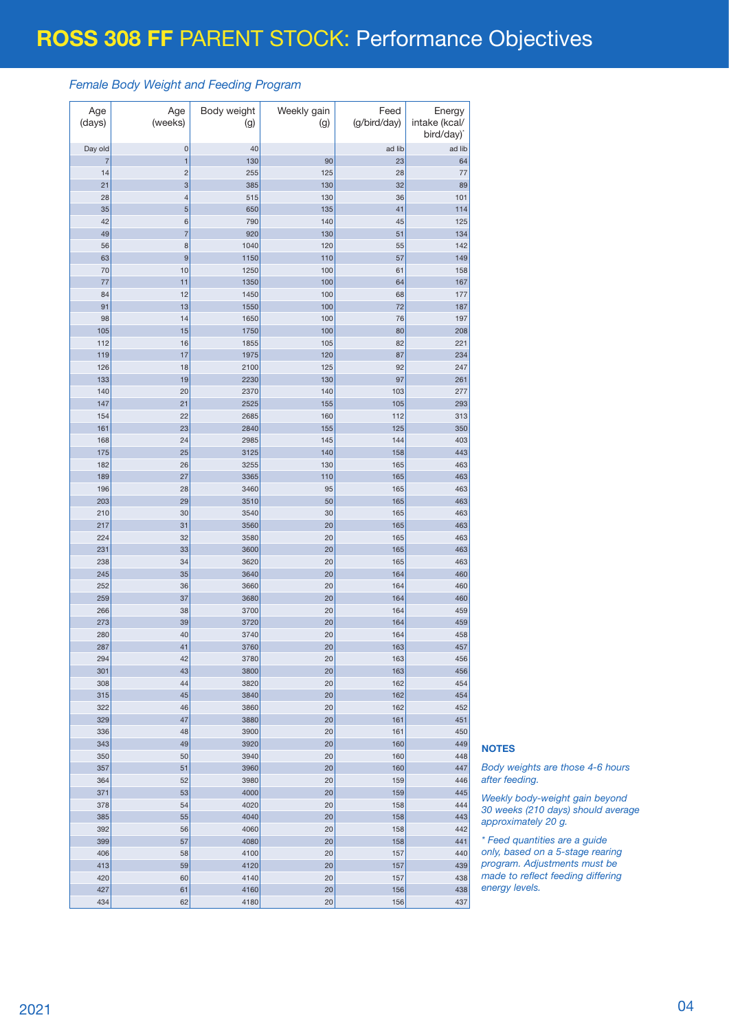# ROSS 308 FF PARENT STOCK: Performance Objectives

*Female Body Weight and Feeding Program*

| Age (days) | Age (weeks) | Body weight (g) | Weekly gain (g) | Feed (g/bird/day) | Energy intake (kcal/ bird/day)* |
|---|---|---|---|---|---|
| Day old | 0 | 40 | | ad lib | ad lib |
| 7 | 1 | 130 | 90 | 23 | 64 |
| 14 | 2 | 255 | 125 | 28 | 77 |
| 21 | 3 | 385 | 130 | 32 | 89 |
| 28 | 4 | 515 | 130 | 36 | 101 |
| 35 | 5 | 650 | 135 | 41 | 114 |
| 42 | 6 | 790 | 140 | 45 | 125 |
| 49 | 7 | 920 | 130 | 51 | 134 |
| 56 | 8 | 1040 | 120 | 55 | 142 |
| 63 | 9 | 1150 | 110 | 57 | 149 |
| 70 | 10 | 1250 | 100 | 61 | 158 |
| 77 | 11 | 1350 | 100 | 64 | 167 |
| 84 | 12 | 1450 | 100 | 68 | 177 |
| 91 | 13 | 1550 | 100 | 72 | 187 |
| 98 | 14 | 1650 | 100 | 76 | 197 |
| 105 | 15 | 1750 | 100 | 80 | 208 |
| 112 | 16 | 1855 | 105 | 82 | 221 |
| 119 | 17 | 1975 | 120 | 87 | 234 |
| 126 | 18 | 2100 | 125 | 92 | 247 |
| 133 | 19 | 2230 | 130 | 97 | 261 |
| 140 | 20 | 2370 | 140 | 103 | 277 |
| 147 | 21 | 2525 | 155 | 105 | 293 |
| 154 | 22 | 2685 | 160 | 112 | 313 |
| 161 | 23 | 2840 | 155 | 125 | 350 |
| 168 | 24 | 2985 | 145 | 144 | 403 |
| 175 | 25 | 3125 | 140 | 158 | 443 |
| 182 | 26 | 3255 | 130 | 165 | 463 |
| 189 | 27 | 3365 | 110 | 165 | 463 |
| 196 | 28 | 3460 | 95 | 165 | 463 |
| 203 | 29 | 3510 | 50 | 165 | 463 |
| 210 | 30 | 3540 | 30 | 165 | 463 |
| 217 | 31 | 3560 | 20 | 165 | 463 |
| 224 | 32 | 3580 | 20 | 165 | 463 |
| 231 | 33 | 3600 | 20 | 165 | 463 |
| 238 | 34 | 3620 | 20 | 165 | 463 |
| 245 | 35 | 3640 | 20 | 164 | 460 |
| 252 | 36 | 3660 | 20 | 164 | 460 |
| 259 | 37 | 3680 | 20 | 164 | 460 |
| 266 | 38 | 3700 | 20 | 164 | 459 |
| 273 | 39 | 3720 | 20 | 164 | 459 |
| 280 | 40 | 3740 | 20 | 164 | 458 |
| 287 | 41 | 3760 | 20 | 163 | 457 |
| 294 | 42 | 3780 | 20 | 163 | 456 |
| 301 | 43 | 3800 | 20 | 163 | 456 |
| 308 | 44 | 3820 | 20 | 162 | 454 |
| 315 | 45 | 3840 | 20 | 162 | 454 |
| 322 | 46 | 3860 | 20 | 162 | 452 |
| 329 | 47 | 3880 | 20 | 161 | 451 |
| 336 | 48 | 3900 | 20 | 161 | 450 |
| 343 | 49 | 3920 | 20 | 160 | 449 |
| 350 | 50 | 3940 | 20 | 160 | 448 |
| 357 | 51 | 3960 | 20 | 160 | 447 |
| 364 | 52 | 3980 | 20 | 159 | 446 |
| 371 | 53 | 4000 | 20 | 159 | 445 |
| 378 | 54 | 4020 | 20 | 158 | 444 |
| 385 | 55 | 4040 | 20 | 158 | 443 |
| 392 | 56 | 4060 | 20 | 158 | 442 |
| 399 | 57 | 4080 | 20 | 158 | 441 |
| 406 | 58 | 4100 | 20 | 157 | 440 |
| 413 | 59 | 4120 | 20 | 157 | 439 |
| 420 | 60 | 4140 | 20 | 157 | 438 |
| 427 | 61 | 4160 | 20 | 156 | 438 |
| 434 | 62 | 4180 | 20 | 156 | 437 |

**NOTES**

*Body weights are those 4-6 hours after feeding.*

*Weekly body-weight gain beyond 30 weeks (210 days) should average approximately 20 g.*

*\* Feed quantities are a guide only, based on a 5-stage rearing program. Adjustments must be made to reflect feeding differing energy levels.*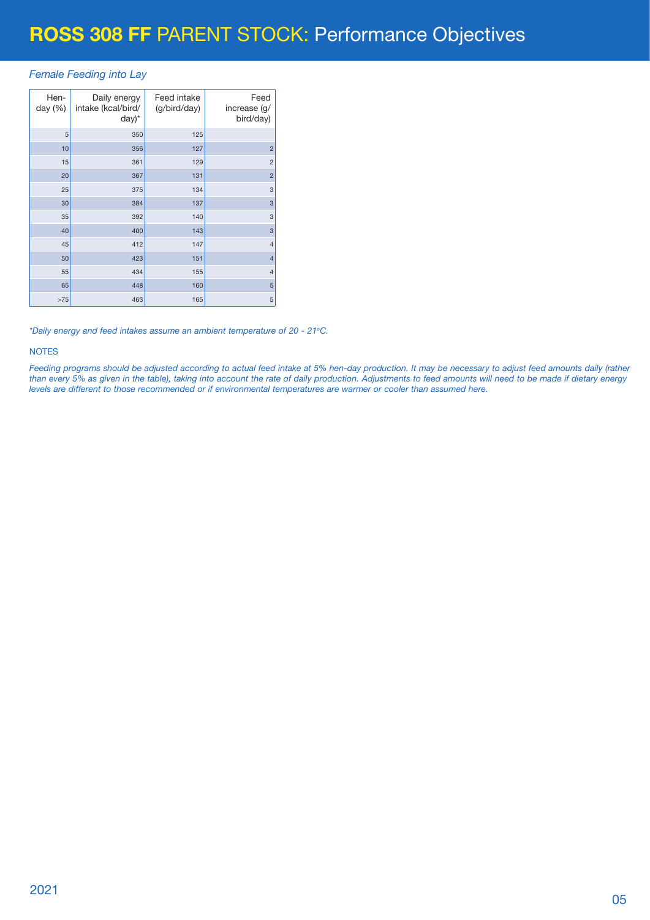# ROSS 308 FF PARENT STOCK: Performance Objectives

*Female Feeding into Lay*

| Hen-day (%) | Daily energy intake (kcal/bird/day)* | Feed intake (g/bird/day) | Feed increase (g/bird/day) |
|---|---|---|---|
| 5 | 350 | 125 | |
| 10 | 356 | 127 | 2 |
| 15 | 361 | 129 | 2 |
| 20 | 367 | 131 | 2 |
| 25 | 375 | 134 | 3 |
| 30 | 384 | 137 | 3 |
| 35 | 392 | 140 | 3 |
| 40 | 400 | 143 | 3 |
| 45 | 412 | 147 | 4 |
| 50 | 423 | 151 | 4 |
| 55 | 434 | 155 | 4 |
| 65 | 448 | 160 | 5 |
| >75 | 463 | 165 | 5 |

*\*Daily energy and feed intakes assume an ambient temperature of 20 - 21°C.*

NOTES

*Feeding programs should be adjusted according to actual feed intake at 5% hen-day production. It may be necessary to adjust feed amounts daily (rather than every 5% as given in the table), taking into account the rate of daily production. Adjustments to feed amounts will need to be made if dietary energy levels are different to those recommended or if environmental temperatures are warmer or cooler than assumed here.*

2021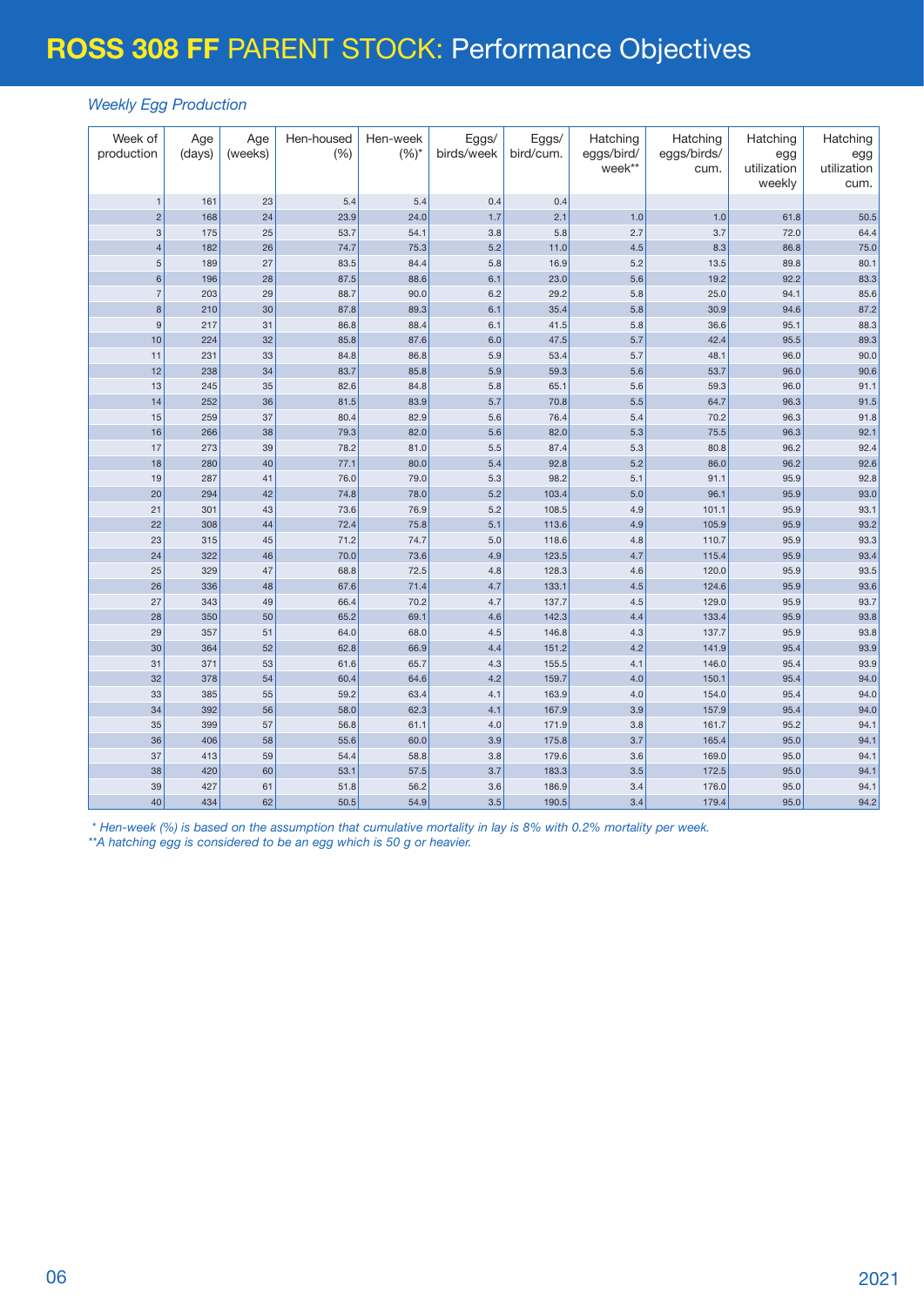# **ROSS 308 FF** PARENT STOCK: Performance Objectives

*Weekly Egg Production*

| Week of production | Age (days) | Age (weeks) | Hen-housed (%) | Hen-week (%)* | Eggs/ birds/week | Eggs/ bird/cum. | Hatching eggs/bird/ week** | Hatching eggs/birds/ cum. | Hatching egg utilization weekly | Hatching egg utilization cum. |
|---|---|---|---|---|---|---|---|---|---|---|
| 1 | 161 | 23 | 5.4 | 5.4 | 0.4 | 0.4 | | | | |
| 2 | 168 | 24 | 23.9 | 24.0 | 1.7 | 2.1 | 1.0 | 1.0 | 61.8 | 50.5 |
| 3 | 175 | 25 | 53.7 | 54.1 | 3.8 | 5.8 | 2.7 | 3.7 | 72.0 | 64.4 |
| 4 | 182 | 26 | 74.7 | 75.3 | 5.2 | 11.0 | 4.5 | 8.3 | 86.8 | 75.0 |
| 5 | 189 | 27 | 83.5 | 84.4 | 5.8 | 16.9 | 5.2 | 13.5 | 89.8 | 80.1 |
| 6 | 196 | 28 | 87.5 | 88.6 | 6.1 | 23.0 | 5.6 | 19.2 | 92.2 | 83.3 |
| 7 | 203 | 29 | 88.7 | 90.0 | 6.2 | 29.2 | 5.8 | 25.0 | 94.1 | 85.6 |
| 8 | 210 | 30 | 87.8 | 89.3 | 6.1 | 35.4 | 5.8 | 30.9 | 94.6 | 87.2 |
| 9 | 217 | 31 | 86.8 | 88.4 | 6.1 | 41.5 | 5.8 | 36.6 | 95.1 | 88.3 |
| 10 | 224 | 32 | 85.8 | 87.6 | 6.0 | 47.5 | 5.7 | 42.4 | 95.5 | 89.3 |
| 11 | 231 | 33 | 84.8 | 86.8 | 5.9 | 53.4 | 5.7 | 48.1 | 96.0 | 90.0 |
| 12 | 238 | 34 | 83.7 | 85.8 | 5.9 | 59.3 | 5.6 | 53.7 | 96.0 | 90.6 |
| 13 | 245 | 35 | 82.6 | 84.8 | 5.8 | 65.1 | 5.6 | 59.3 | 96.0 | 91.1 |
| 14 | 252 | 36 | 81.5 | 83.9 | 5.7 | 70.8 | 5.5 | 64.7 | 96.3 | 91.5 |
| 15 | 259 | 37 | 80.4 | 82.9 | 5.6 | 76.4 | 5.4 | 70.2 | 96.3 | 91.8 |
| 16 | 266 | 38 | 79.3 | 82.0 | 5.6 | 82.0 | 5.3 | 75.5 | 96.3 | 92.1 |
| 17 | 273 | 39 | 78.2 | 81.0 | 5.5 | 87.4 | 5.3 | 80.8 | 96.2 | 92.4 |
| 18 | 280 | 40 | 77.1 | 80.0 | 5.4 | 92.8 | 5.2 | 86.0 | 96.2 | 92.6 |
| 19 | 287 | 41 | 76.0 | 79.0 | 5.3 | 98.2 | 5.1 | 91.1 | 95.9 | 92.8 |
| 20 | 294 | 42 | 74.8 | 78.0 | 5.2 | 103.4 | 5.0 | 96.1 | 95.9 | 93.0 |
| 21 | 301 | 43 | 73.6 | 76.9 | 5.2 | 108.5 | 4.9 | 101.1 | 95.9 | 93.1 |
| 22 | 308 | 44 | 72.4 | 75.8 | 5.1 | 113.6 | 4.9 | 105.9 | 95.9 | 93.2 |
| 23 | 315 | 45 | 71.2 | 74.7 | 5.0 | 118.6 | 4.8 | 110.7 | 95.9 | 93.3 |
| 24 | 322 | 46 | 70.0 | 73.6 | 4.9 | 123.5 | 4.7 | 115.4 | 95.9 | 93.4 |
| 25 | 329 | 47 | 68.8 | 72.5 | 4.8 | 128.3 | 4.6 | 120.0 | 95.9 | 93.5 |
| 26 | 336 | 48 | 67.6 | 71.4 | 4.7 | 133.1 | 4.5 | 124.6 | 95.9 | 93.6 |
| 27 | 343 | 49 | 66.4 | 70.2 | 4.7 | 137.7 | 4.5 | 129.0 | 95.9 | 93.7 |
| 28 | 350 | 50 | 65.2 | 69.1 | 4.6 | 142.3 | 4.4 | 133.4 | 95.9 | 93.8 |
| 29 | 357 | 51 | 64.0 | 68.0 | 4.5 | 146.8 | 4.3 | 137.7 | 95.9 | 93.8 |
| 30 | 364 | 52 | 62.8 | 66.9 | 4.4 | 151.2 | 4.2 | 141.9 | 95.4 | 93.9 |
| 31 | 371 | 53 | 61.6 | 65.7 | 4.3 | 155.5 | 4.1 | 146.0 | 95.4 | 93.9 |
| 32 | 378 | 54 | 60.4 | 64.6 | 4.2 | 159.7 | 4.0 | 150.1 | 95.4 | 94.0 |
| 33 | 385 | 55 | 59.2 | 63.4 | 4.1 | 163.9 | 4.0 | 154.0 | 95.4 | 94.0 |
| 34 | 392 | 56 | 58.0 | 62.3 | 4.1 | 167.9 | 3.9 | 157.9 | 95.4 | 94.0 |
| 35 | 399 | 57 | 56.8 | 61.1 | 4.0 | 171.9 | 3.8 | 161.7 | 95.2 | 94.1 |
| 36 | 406 | 58 | 55.6 | 60.0 | 3.9 | 175.8 | 3.7 | 165.4 | 95.0 | 94.1 |
| 37 | 413 | 59 | 54.4 | 58.8 | 3.8 | 179.6 | 3.6 | 169.0 | 95.0 | 94.1 |
| 38 | 420 | 60 | 53.1 | 57.5 | 3.7 | 183.3 | 3.5 | 172.5 | 95.0 | 94.1 |
| 39 | 427 | 61 | 51.8 | 56.2 | 3.6 | 186.9 | 3.4 | 176.0 | 95.0 | 94.1 |
| 40 | 434 | 62 | 50.5 | 54.9 | 3.5 | 190.5 | 3.4 | 179.4 | 95.0 | 94.2 |

*\* Hen-week (%) is based on the assumption that cumulative mortality in lay is 8% with 0.2% mortality per week.*
*\*\*A hatching egg is considered to be an egg which is 50 g or heavier.*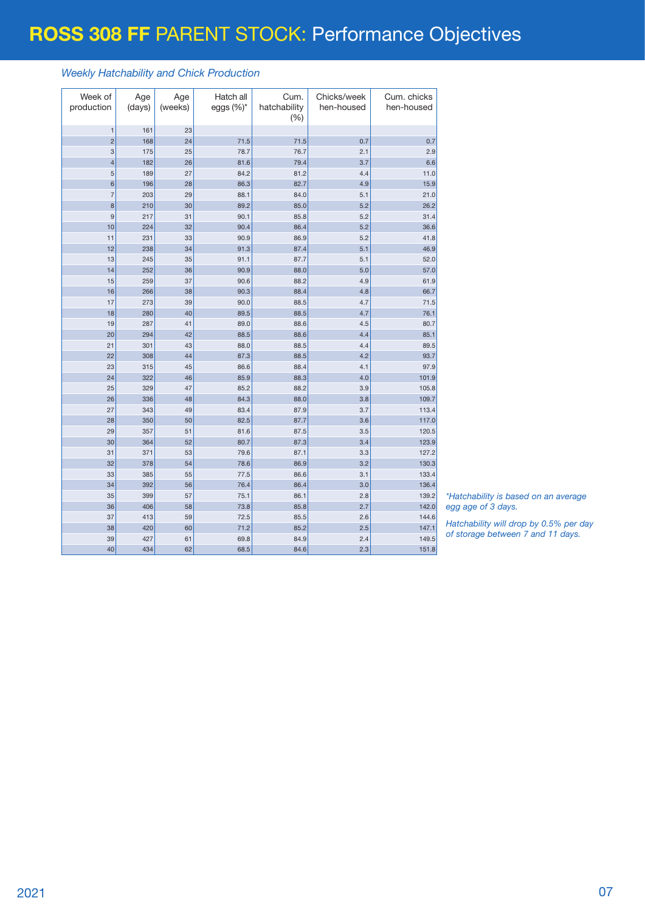# ROSS 308 FF PARENT STOCK: Performance Objectives

*Weekly Hatchability and Chick Production*

| Week of production | Age (days) | Age (weeks) | Hatch all eggs (%)* | Cum. hatchability (%) | Chicks/week hen-housed | Cum. chicks hen-housed |
|---|---|---|---|---|---|---|
| 1 | 161 | 23 | | | | |
| 2 | 168 | 24 | 71.5 | 71.5 | 0.7 | 0.7 |
| 3 | 175 | 25 | 78.7 | 76.7 | 2.1 | 2.9 |
| 4 | 182 | 26 | 81.6 | 79.4 | 3.7 | 6.6 |
| 5 | 189 | 27 | 84.2 | 81.2 | 4.4 | 11.0 |
| 6 | 196 | 28 | 86.3 | 82.7 | 4.9 | 15.9 |
| 7 | 203 | 29 | 88.1 | 84.0 | 5.1 | 21.0 |
| 8 | 210 | 30 | 89.2 | 85.0 | 5.2 | 26.2 |
| 9 | 217 | 31 | 90.1 | 85.8 | 5.2 | 31.4 |
| 10 | 224 | 32 | 90.4 | 86.4 | 5.2 | 36.6 |
| 11 | 231 | 33 | 90.9 | 86.9 | 5.2 | 41.8 |
| 12 | 238 | 34 | 91.3 | 87.4 | 5.1 | 46.9 |
| 13 | 245 | 35 | 91.1 | 87.7 | 5.1 | 52.0 |
| 14 | 252 | 36 | 90.9 | 88.0 | 5.0 | 57.0 |
| 15 | 259 | 37 | 90.6 | 88.2 | 4.9 | 61.9 |
| 16 | 266 | 38 | 90.3 | 88.4 | 4.8 | 66.7 |
| 17 | 273 | 39 | 90.0 | 88.5 | 4.7 | 71.5 |
| 18 | 280 | 40 | 89.5 | 88.5 | 4.7 | 76.1 |
| 19 | 287 | 41 | 89.0 | 88.6 | 4.5 | 80.7 |
| 20 | 294 | 42 | 88.5 | 88.6 | 4.4 | 85.1 |
| 21 | 301 | 43 | 88.0 | 88.5 | 4.4 | 89.5 |
| 22 | 308 | 44 | 87.3 | 88.5 | 4.2 | 93.7 |
| 23 | 315 | 45 | 86.6 | 88.4 | 4.1 | 97.9 |
| 24 | 322 | 46 | 85.9 | 88.3 | 4.0 | 101.9 |
| 25 | 329 | 47 | 85.2 | 88.2 | 3.9 | 105.8 |
| 26 | 336 | 48 | 84.3 | 88.0 | 3.8 | 109.7 |
| 27 | 343 | 49 | 83.4 | 87.9 | 3.7 | 113.4 |
| 28 | 350 | 50 | 82.5 | 87.7 | 3.6 | 117.0 |
| 29 | 357 | 51 | 81.6 | 87.5 | 3.5 | 120.5 |
| 30 | 364 | 52 | 80.7 | 87.3 | 3.4 | 123.9 |
| 31 | 371 | 53 | 79.6 | 87.1 | 3.3 | 127.2 |
| 32 | 378 | 54 | 78.6 | 86.9 | 3.2 | 130.3 |
| 33 | 385 | 55 | 77.5 | 86.6 | 3.1 | 133.4 |
| 34 | 392 | 56 | 76.4 | 86.4 | 3.0 | 136.4 |
| 35 | 399 | 57 | 75.1 | 86.1 | 2.8 | 139.2 |
| 36 | 406 | 58 | 73.8 | 85.8 | 2.7 | 142.0 |
| 37 | 413 | 59 | 72.5 | 85.5 | 2.6 | 144.6 |
| 38 | 420 | 60 | 71.2 | 85.2 | 2.5 | 147.1 |
| 39 | 427 | 61 | 69.8 | 84.9 | 2.4 | 149.5 |
| 40 | 434 | 62 | 68.5 | 84.6 | 2.3 | 151.8 |

*\*Hatchability is based on an average egg age of 3 days.*

*Hatchability will drop by 0.5% per day of storage between 7 and 11 days.*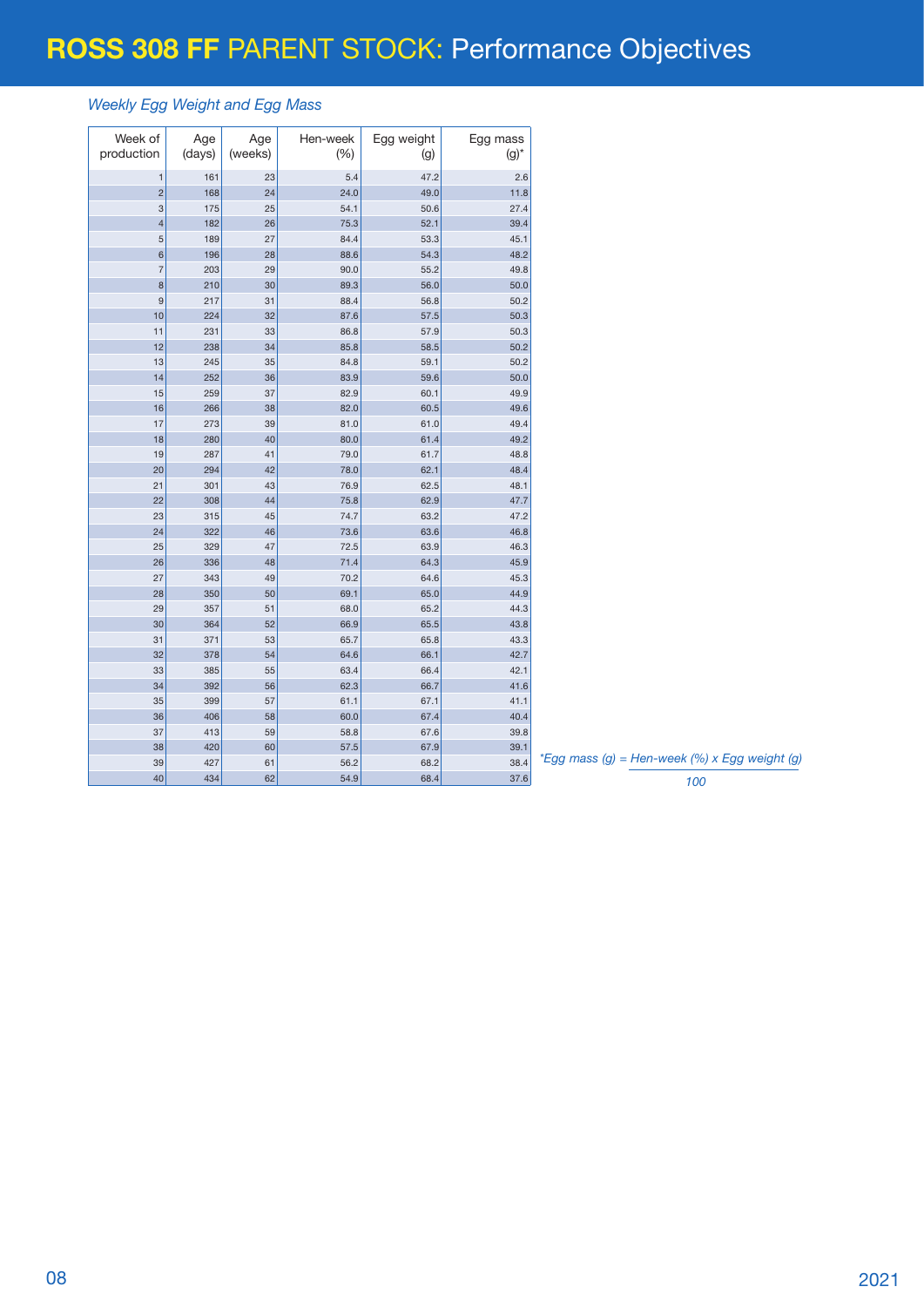# ROSS 308 FF PARENT STOCK: Performance Objectives

*Weekly Egg Weight and Egg Mass*

| Week of production | Age (days) | Age (weeks) | Hen-week (%) | Egg weight (g) | Egg mass (g)* |
|---|---|---|---|---|---|
| 1 | 161 | 23 | 5.4 | 47.2 | 2.6 |
| 2 | 168 | 24 | 24.0 | 49.0 | 11.8 |
| 3 | 175 | 25 | 54.1 | 50.6 | 27.4 |
| 4 | 182 | 26 | 75.3 | 52.1 | 39.4 |
| 5 | 189 | 27 | 84.4 | 53.3 | 45.1 |
| 6 | 196 | 28 | 88.6 | 54.3 | 48.2 |
| 7 | 203 | 29 | 90.0 | 55.2 | 49.8 |
| 8 | 210 | 30 | 89.3 | 56.0 | 50.0 |
| 9 | 217 | 31 | 88.4 | 56.8 | 50.2 |
| 10 | 224 | 32 | 87.6 | 57.5 | 50.3 |
| 11 | 231 | 33 | 86.8 | 57.9 | 50.3 |
| 12 | 238 | 34 | 85.8 | 58.5 | 50.2 |
| 13 | 245 | 35 | 84.8 | 59.1 | 50.2 |
| 14 | 252 | 36 | 83.9 | 59.6 | 50.0 |
| 15 | 259 | 37 | 82.9 | 60.1 | 49.9 |
| 16 | 266 | 38 | 82.0 | 60.5 | 49.6 |
| 17 | 273 | 39 | 81.0 | 61.0 | 49.4 |
| 18 | 280 | 40 | 80.0 | 61.4 | 49.2 |
| 19 | 287 | 41 | 79.0 | 61.7 | 48.8 |
| 20 | 294 | 42 | 78.0 | 62.1 | 48.4 |
| 21 | 301 | 43 | 76.9 | 62.5 | 48.1 |
| 22 | 308 | 44 | 75.8 | 62.9 | 47.7 |
| 23 | 315 | 45 | 74.7 | 63.2 | 47.2 |
| 24 | 322 | 46 | 73.6 | 63.6 | 46.8 |
| 25 | 329 | 47 | 72.5 | 63.9 | 46.3 |
| 26 | 336 | 48 | 71.4 | 64.3 | 45.9 |
| 27 | 343 | 49 | 70.2 | 64.6 | 45.3 |
| 28 | 350 | 50 | 69.1 | 65.0 | 44.9 |
| 29 | 357 | 51 | 68.0 | 65.2 | 44.3 |
| 30 | 364 | 52 | 66.9 | 65.5 | 43.8 |
| 31 | 371 | 53 | 65.7 | 65.8 | 43.3 |
| 32 | 378 | 54 | 64.6 | 66.1 | 42.7 |
| 33 | 385 | 55 | 63.4 | 66.4 | 42.1 |
| 34 | 392 | 56 | 62.3 | 66.7 | 41.6 |
| 35 | 399 | 57 | 61.1 | 67.1 | 41.1 |
| 36 | 406 | 58 | 60.0 | 67.4 | 40.4 |
| 37 | 413 | 59 | 58.8 | 67.6 | 39.8 |
| 38 | 420 | 60 | 57.5 | 67.9 | 39.1 |
| 39 | 427 | 61 | 56.2 | 68.2 | 38.4 |
| 40 | 434 | 62 | 54.9 | 68.4 | 37.6 |

*Egg mass (g) = $\frac{\text{Hen-week (\%)} \times \text{Egg weight (g)}}{100}$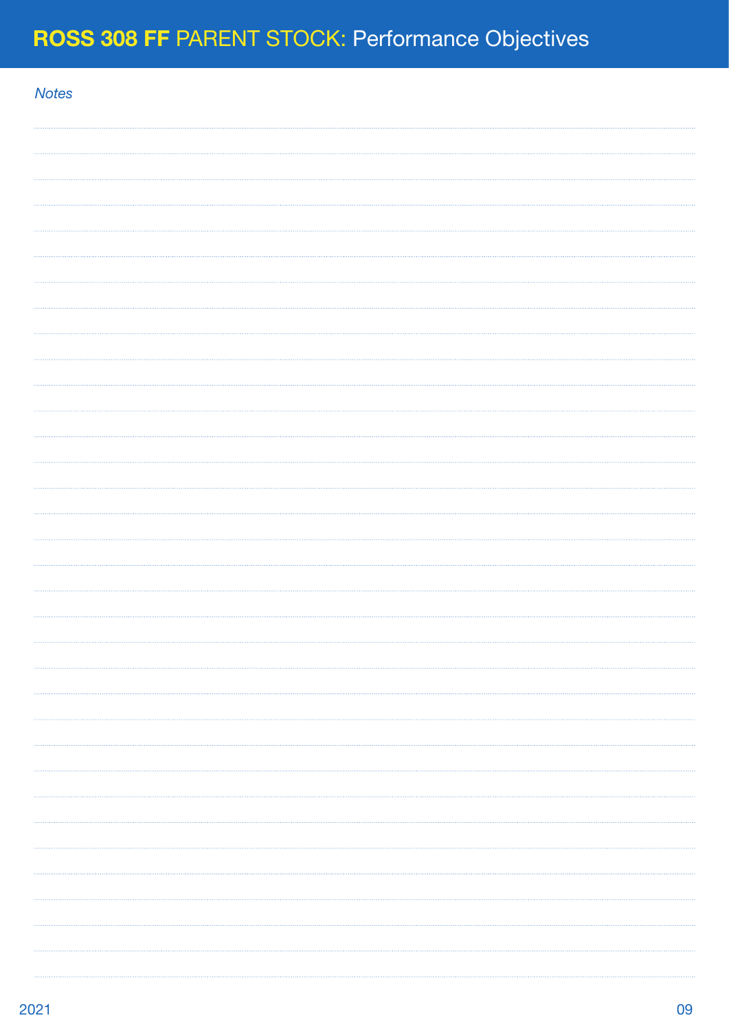*Notes*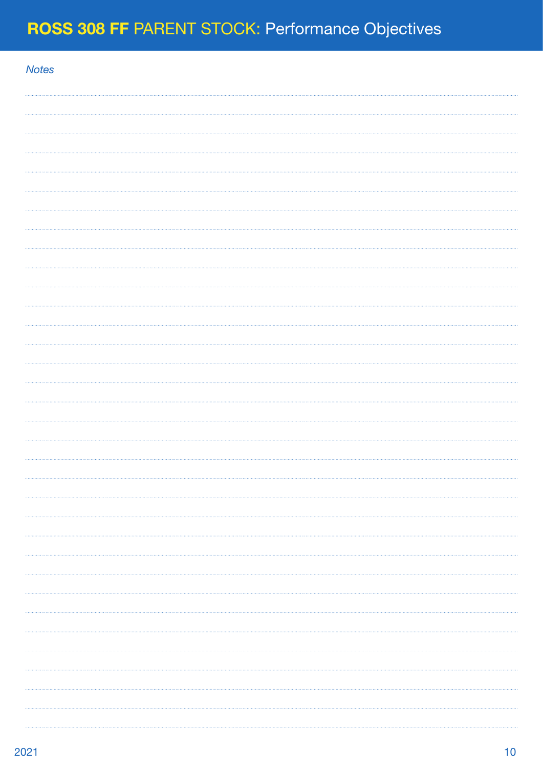*Notes*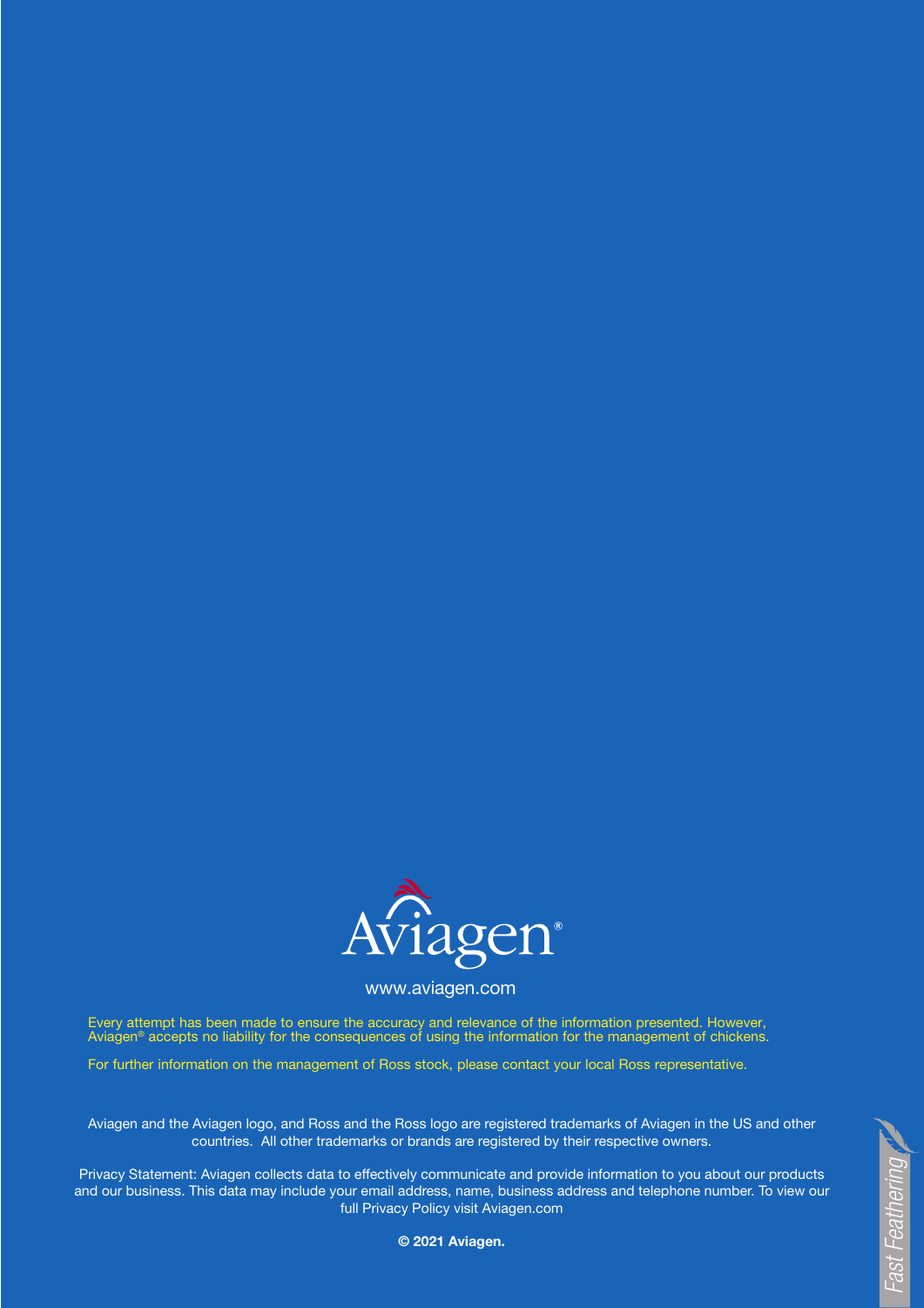Aviagen®

www.aviagen.com

Every attempt has been made to ensure the accuracy and relevance of the information presented. However, Aviagen® accepts no liability for the consequences of using the information for the management of chickens.

For further information on the management of Ross stock, please contact your local Ross representative.

Aviagen and the Aviagen logo, and Ross and the Ross logo are registered trademarks of Aviagen in the US and other countries. All other trademarks or brands are registered by their respective owners.

Privacy Statement: Aviagen collects data to effectively communicate and provide information to you about our products and our business. This data may include your email address, name, business address and telephone number. To view our full Privacy Policy visit Aviagen.com

**© 2021 Aviagen.**

Fast Feathering